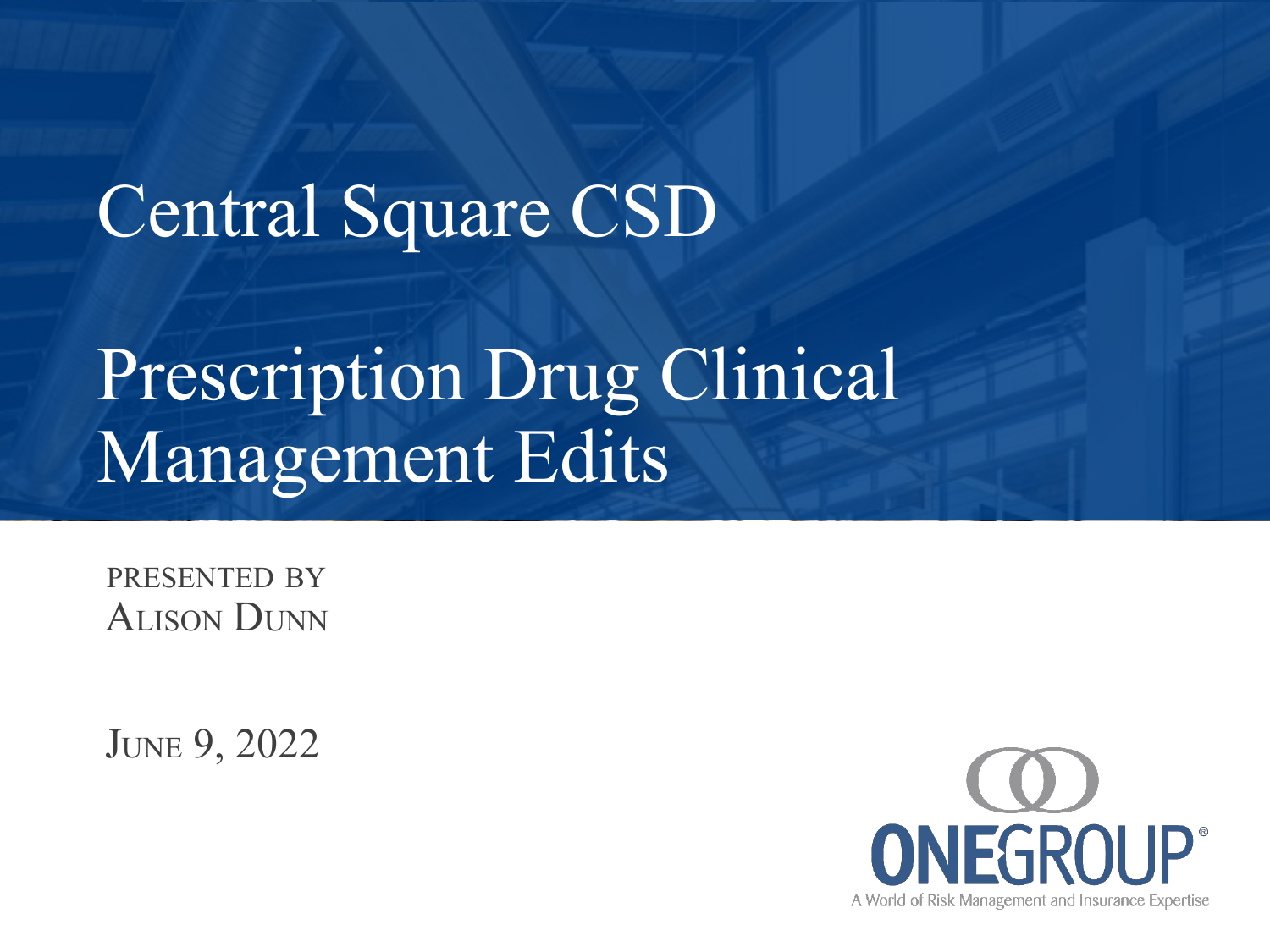# Central Square CSD

# Prescription Drug Clinical Management Edits

PRESENTED BY
ALISON DUNN

JUNE 9, 2022

ONEGROUP®
A World of Risk Management and Insurance Expertise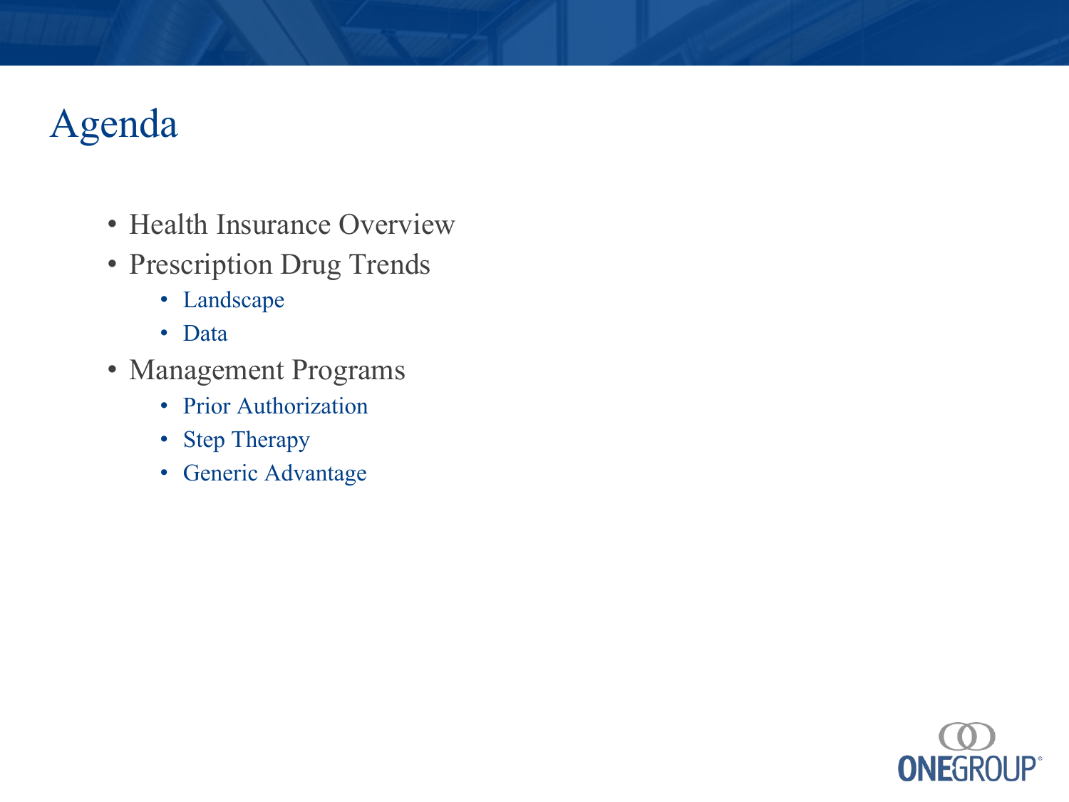# Agenda

- Health Insurance Overview
- Prescription Drug Trends
  - Landscape
  - Data
- Management Programs
  - Prior Authorization
  - Step Therapy
  - Generic Advantage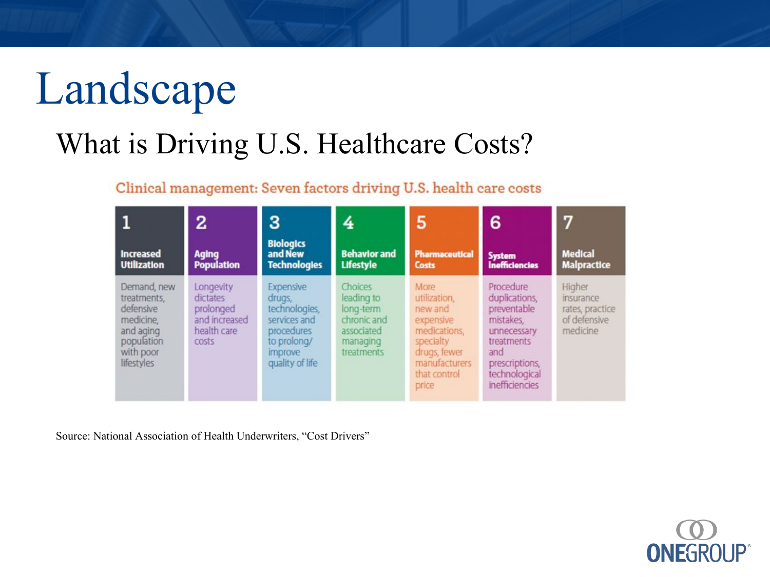# Landscape

## What is Driving U.S. Healthcare Costs?

**Clinical management: Seven factors driving U.S. health care costs**

| 1 Increased Utilization | 2 Aging Population | 3 Biologics and New Technologies | 4 Behavior and Lifestyle | 5 Pharmaceutical Costs | 6 System Inefficiencies | 7 Medical Malpractice |
|---|---|---|---|---|---|---|
| Demand, new treatments, defensive medicine, and aging population with poor lifestyles | Longevity dictates prolonged and increased health care costs | Expensive drugs, technologies, services and procedures to prolong/ improve quality of life | Choices leading to long-term chronic and associated managing treatments | More utilization, new and expensive medications, specialty drugs, fewer manufacturers that control price | Procedure duplications, preventable mistakes, unnecessary treatments and prescriptions, technological inefficiencies | Higher insurance rates, practice of defensive medicine |

Source: National Association of Health Underwriters, "Cost Drivers"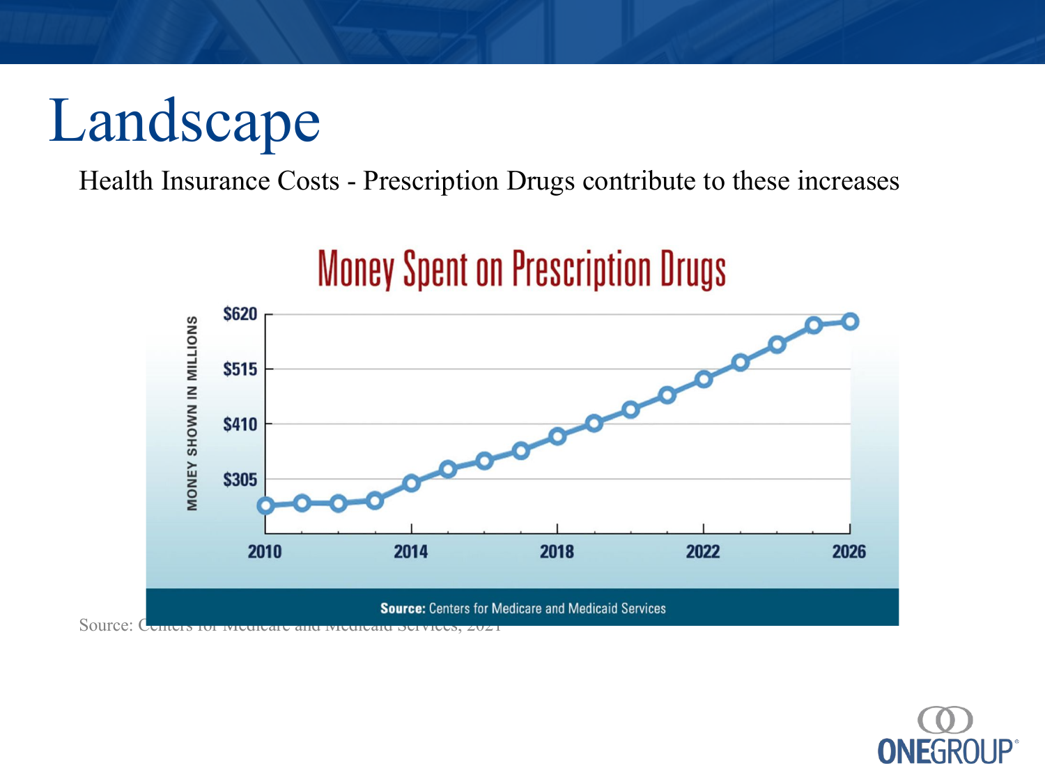# Landscape

Health Insurance Costs - Prescription Drugs contribute to these increases

## Money Spent on Prescription Drugs

MONEY SHOWN IN MILLIONS

$620
$515
$410
$305

2010 2014 2018 2022 2026

**Source:** Centers for Medicare and Medicaid Services

Source: Centers for Medicare and Medicaid Services, 2021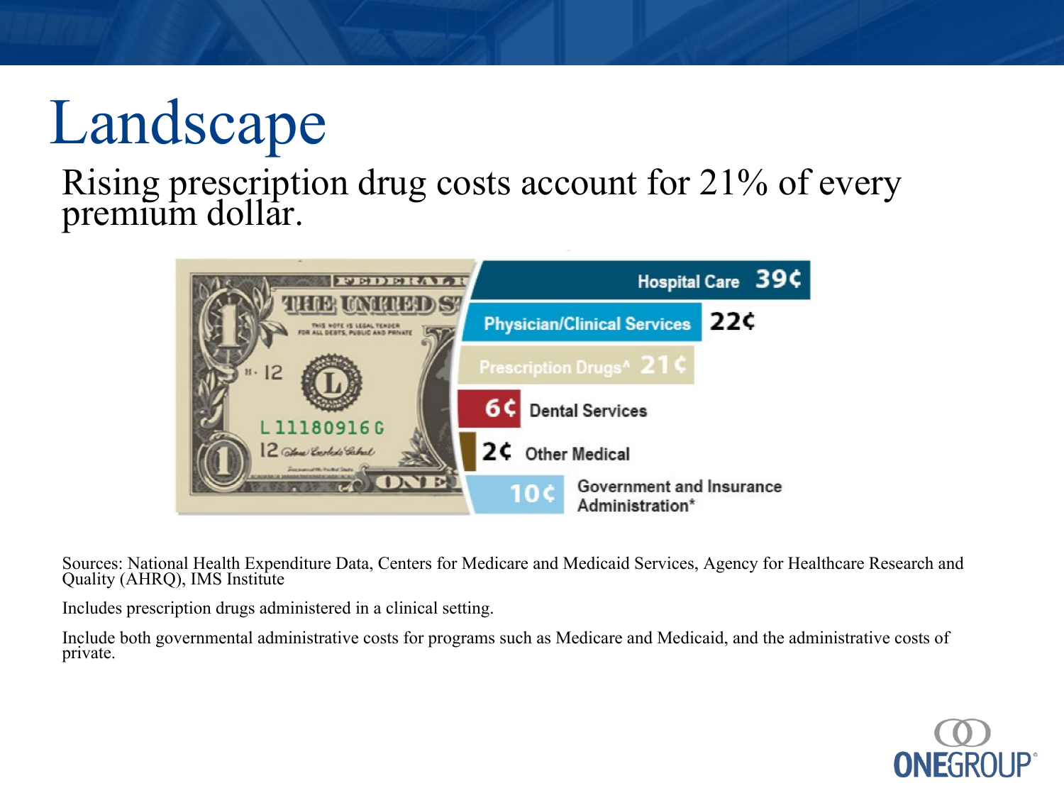# Landscape

Rising prescription drug costs account for 21% of every premium dollar.

| Category | Share of premium dollar |
| --- | --- |
| Hospital Care | 39¢ |
| Physician/Clinical Services | 22¢ |
| Prescription Drugs^ | 21¢ |
| Dental Services | 6¢ |
| Other Medical | 2¢ |
| Government and Insurance Administration* | 10¢ |

Sources: National Health Expenditure Data, Centers for Medicare and Medicaid Services, Agency for Healthcare Research and Quality (AHRQ), IMS Institute

Includes prescription drugs administered in a clinical setting.

Include both governmental administrative costs for programs such as Medicare and Medicaid, and the administrative costs of private.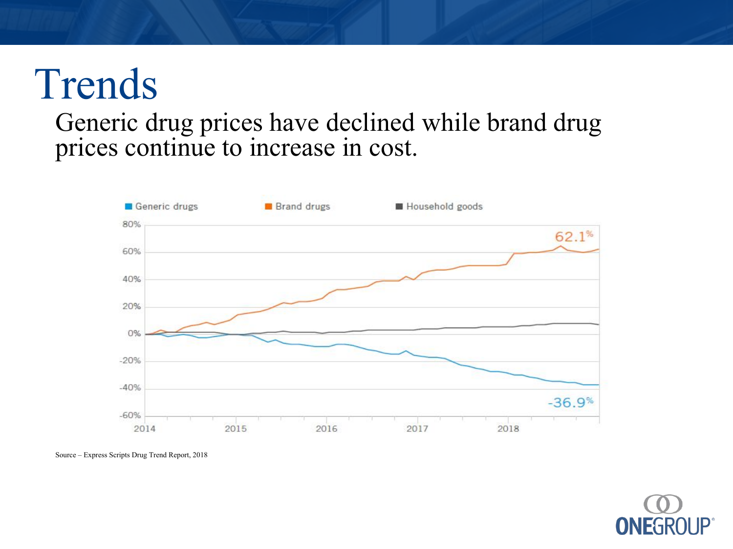# Trends

Generic drug prices have declined while brand drug prices continue to increase in cost.

Generic drugs | Brand drugs | Household goods

62.1%

-36.9%

Source – Express Scripts Drug Trend Report, 2018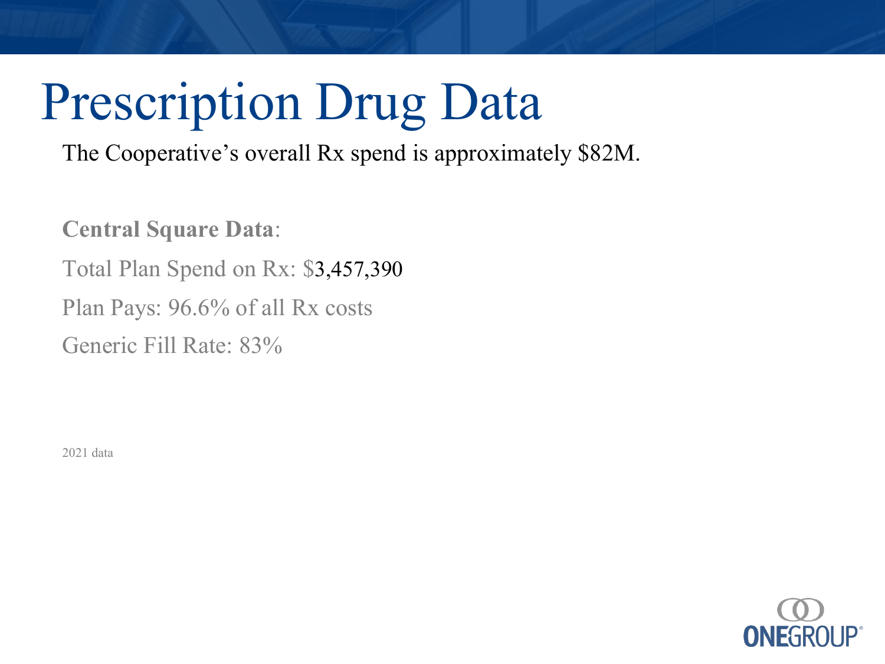# Prescription Drug Data

The Cooperative's overall Rx spend is approximately $82M.

**Central Square Data**:

Total Plan Spend on Rx: $3,457,390

Plan Pays: 96.6% of all Rx costs

Generic Fill Rate: 83%

2021 data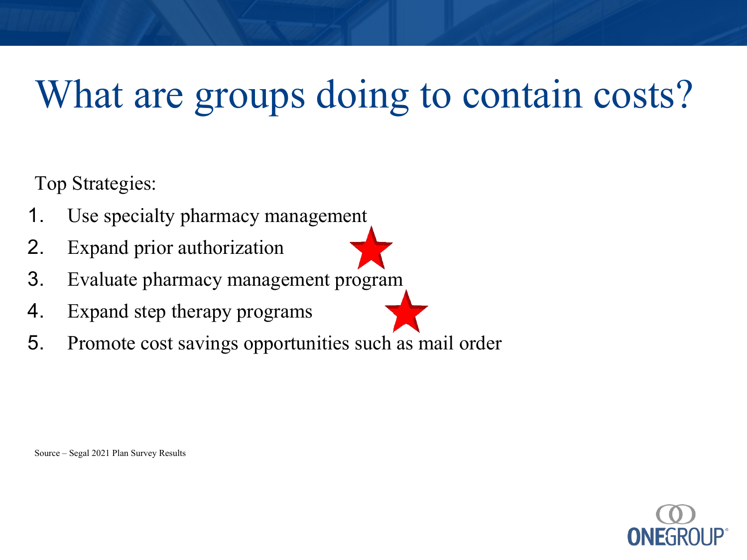# What are groups doing to contain costs?

Top Strategies:

1. Use specialty pharmacy management
2. Expand prior authorization
3. Evaluate pharmacy management program
4. Expand step therapy programs
5. Promote cost savings opportunities such as mail order

Source – Segal 2021 Plan Survey Results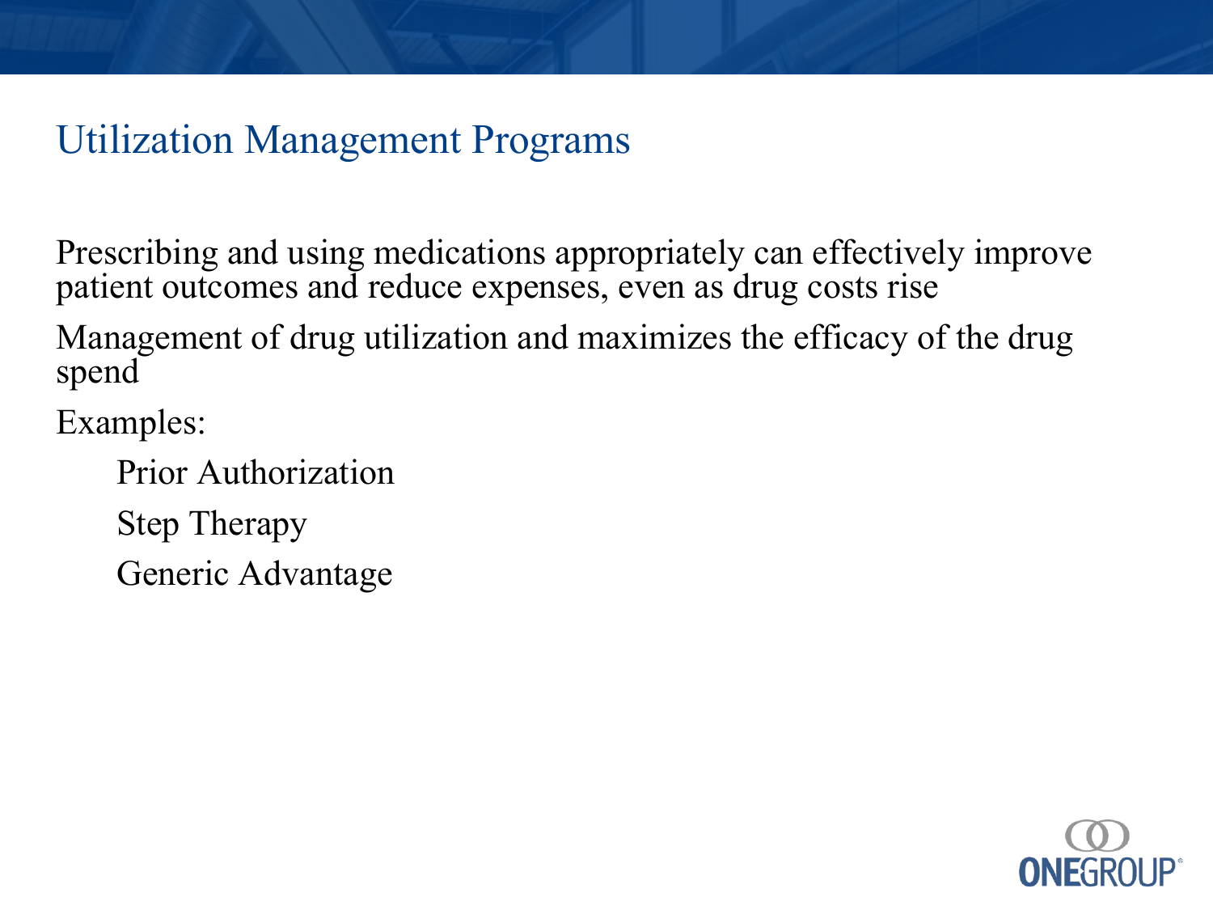## Utilization Management Programs

Prescribing and using medications appropriately can effectively improve patient outcomes and reduce expenses, even as drug costs rise

Management of drug utilization and maximizes the efficacy of the drug spend

Examples:

- Prior Authorization
- Step Therapy
- Generic Advantage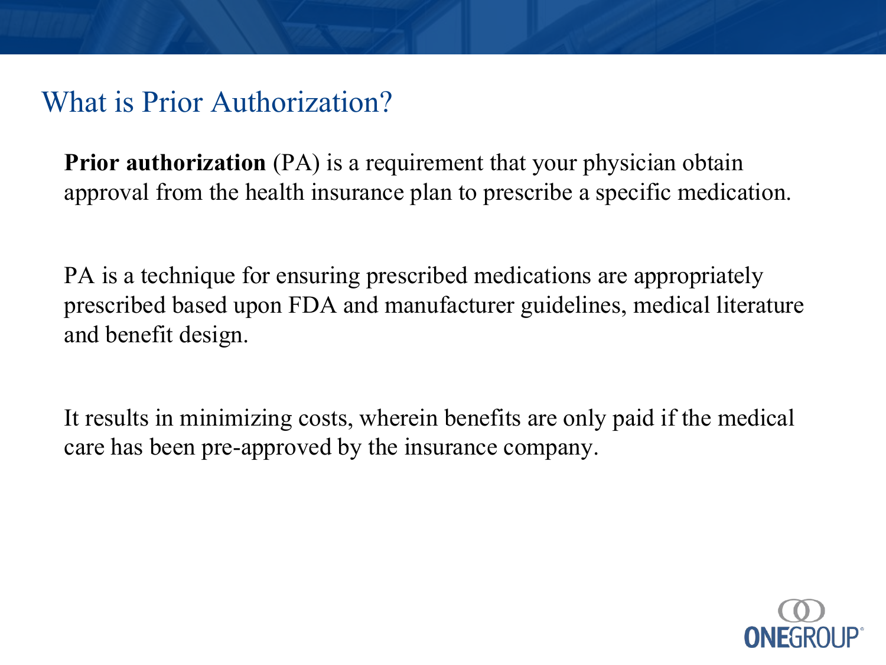# What is Prior Authorization?

**Prior authorization** (PA) is a requirement that your physician obtain approval from the health insurance plan to prescribe a specific medication.

PA is a technique for ensuring prescribed medications are appropriately prescribed based upon FDA and manufacturer guidelines, medical literature and benefit design.

It results in minimizing costs, wherein benefits are only paid if the medical care has been pre-approved by the insurance company.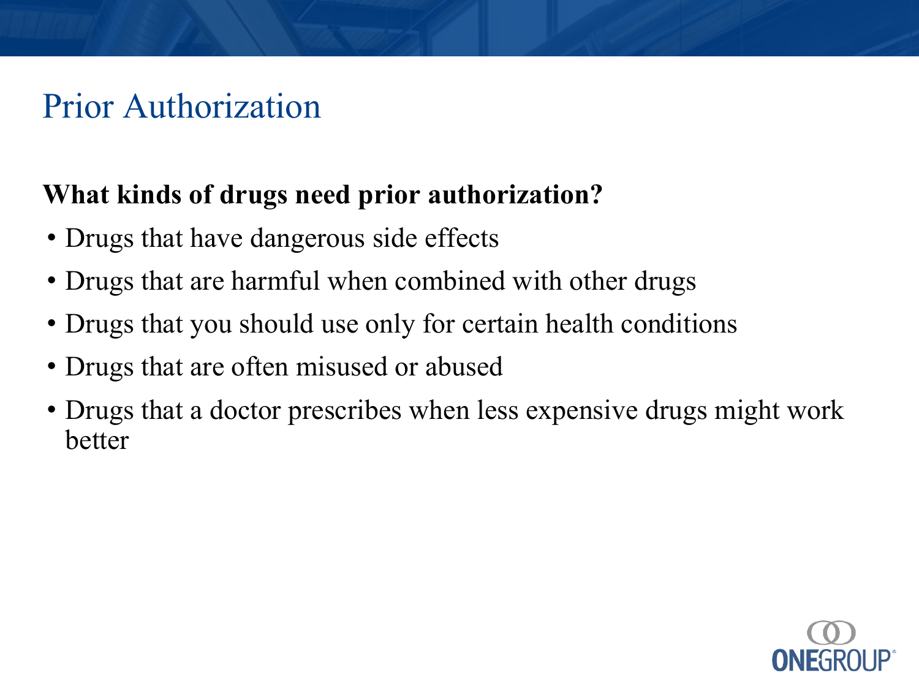# Prior Authorization

**What kinds of drugs need prior authorization?**

- Drugs that have dangerous side effects
- Drugs that are harmful when combined with other drugs
- Drugs that you should use only for certain health conditions
- Drugs that are often misused or abused
- Drugs that a doctor prescribes when less expensive drugs might work better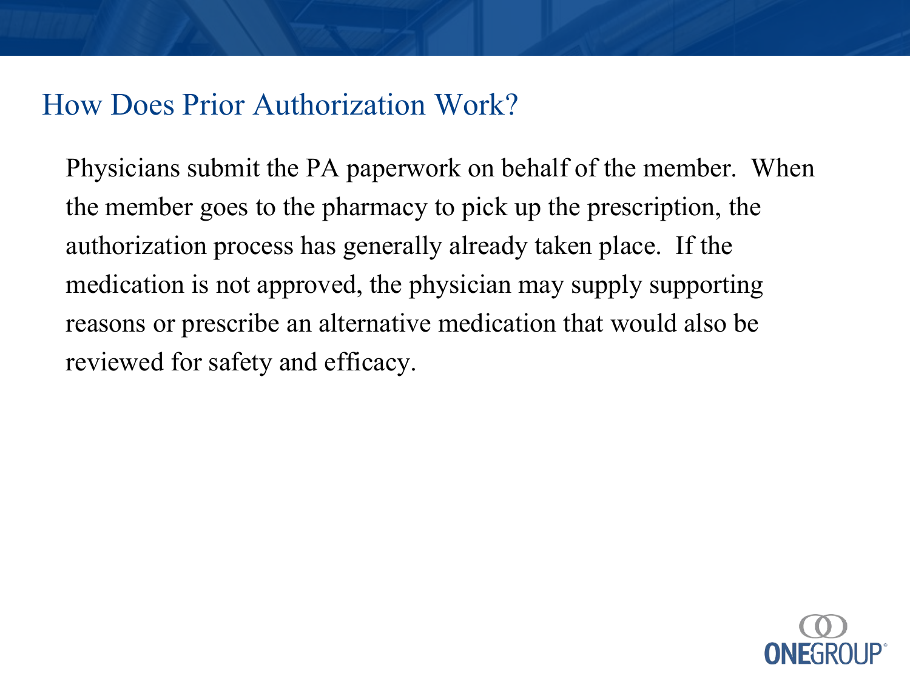# How Does Prior Authorization Work?

Physicians submit the PA paperwork on behalf of the member. When the member goes to the pharmacy to pick up the prescription, the authorization process has generally already taken place. If the medication is not approved, the physician may supply supporting reasons or prescribe an alternative medication that would also be reviewed for safety and efficacy.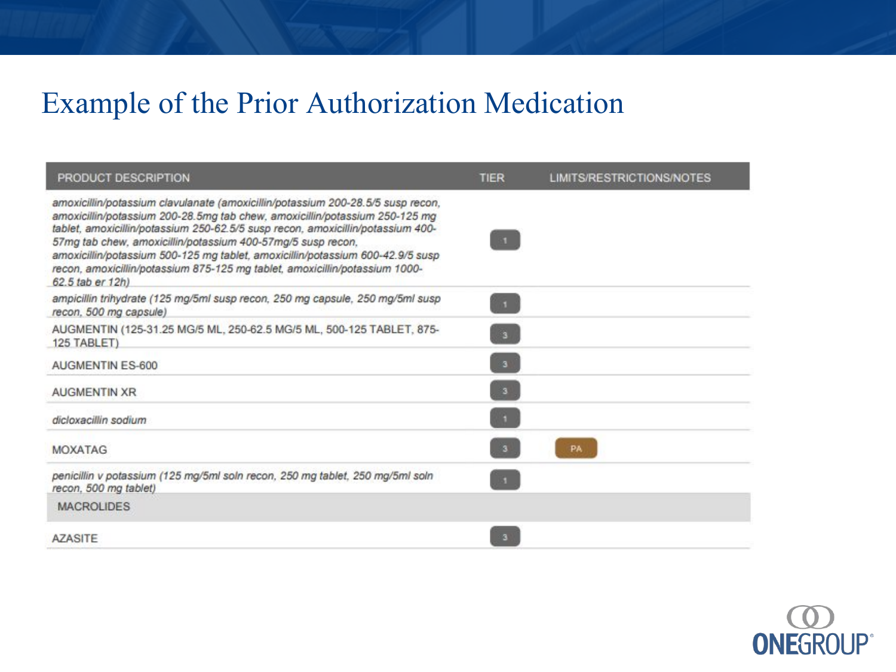# Example of the Prior Authorization Medication

| PRODUCT DESCRIPTION | TIER | LIMITS/RESTRICTIONS/NOTES |
|---|---|---|
| *amoxicillin/potassium clavulanate (amoxicillin/potassium 200-28.5/5 susp recon, amoxicillin/potassium 200-28.5mg tab chew, amoxicillin/potassium 250-125 mg tablet, amoxicillin/potassium 250-62.5/5 susp recon, amoxicillin/potassium 400-57mg tab chew, amoxicillin/potassium 400-57mg/5 susp recon, amoxicillin/potassium 500-125 mg tablet, amoxicillin/potassium 600-42.9/5 susp recon, amoxicillin/potassium 875-125 mg tablet, amoxicillin/potassium 1000-62.5 tab er 12h)* | 1 | |
| *ampicillin trihydrate (125 mg/5ml susp recon, 250 mg capsule, 250 mg/5ml susp recon, 500 mg capsule)* | 1 | |
| AUGMENTIN (125-31.25 MG/5 ML, 250-62.5 MG/5 ML, 500-125 TABLET, 875-125 TABLET) | 3 | |
| AUGMENTIN ES-600 | 3 | |
| AUGMENTIN XR | 3 | |
| *dicloxacillin sodium* | 1 | |
| MOXATAG | 3 | PA |
| *penicillin v potassium (125 mg/5ml soln recon, 250 mg tablet, 250 mg/5ml soln recon, 500 mg tablet)* | 1 | |
| MACROLIDES | | |
| AZASITE | 3 | |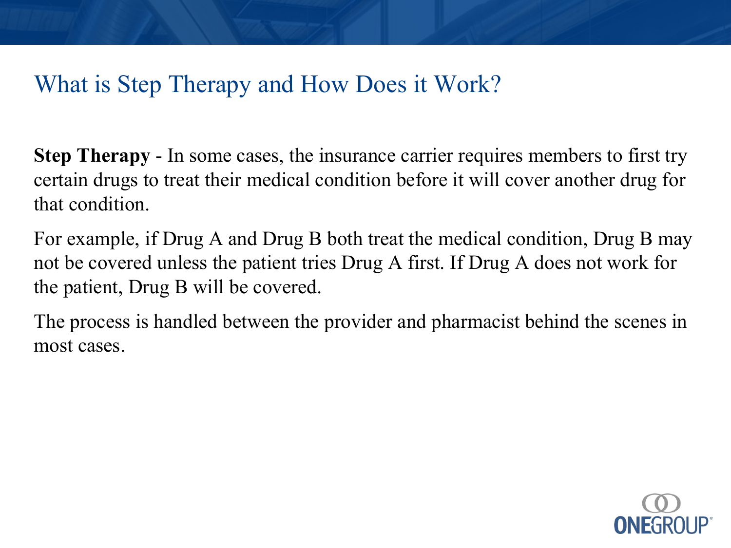# What is Step Therapy and How Does it Work?

**Step Therapy** - In some cases, the insurance carrier requires members to first try certain drugs to treat their medical condition before it will cover another drug for that condition.

For example, if Drug A and Drug B both treat the medical condition, Drug B may not be covered unless the patient tries Drug A first. If Drug A does not work for the patient, Drug B will be covered.

The process is handled between the provider and pharmacist behind the scenes in most cases.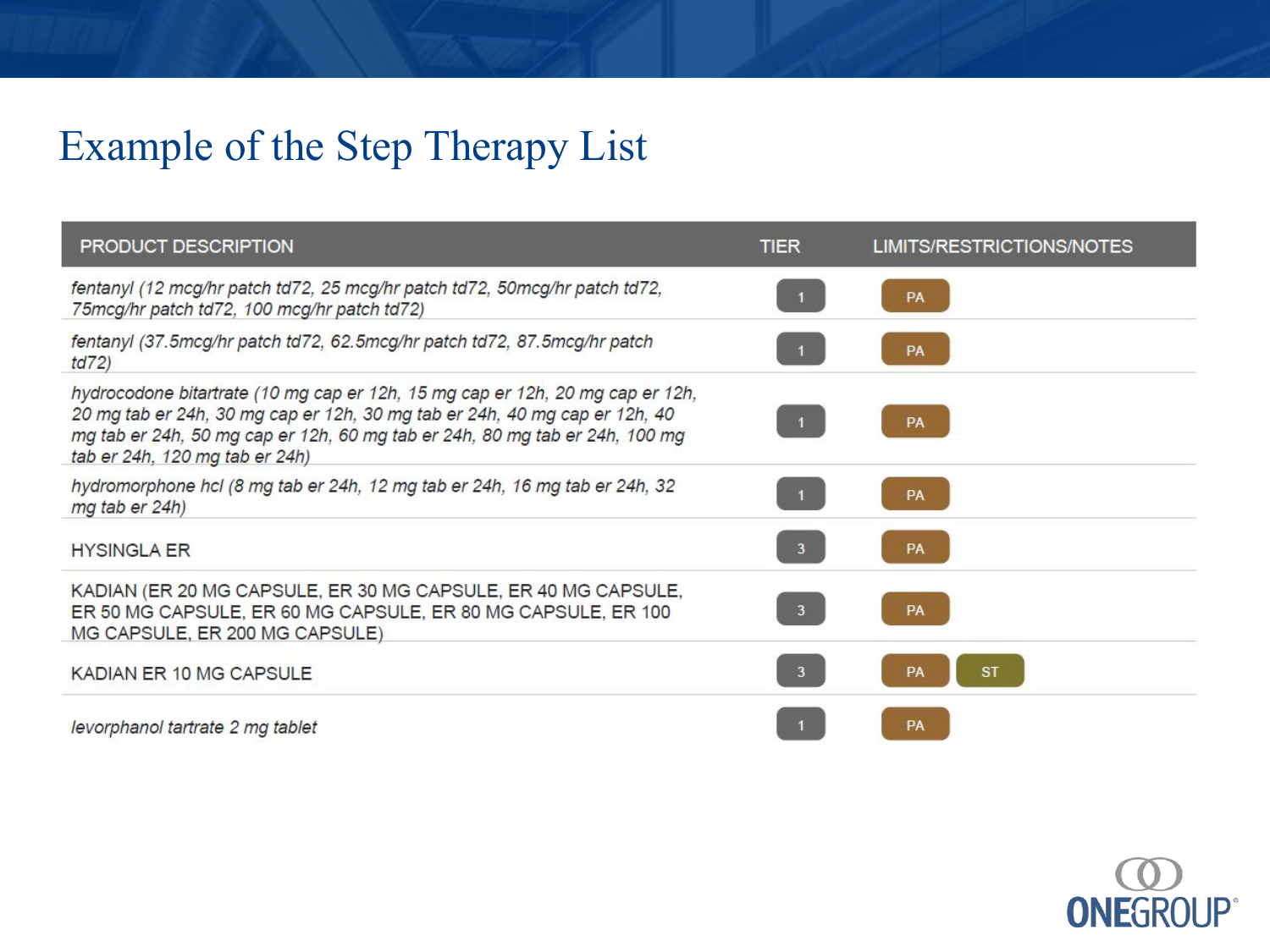# Example of the Step Therapy List

| PRODUCT DESCRIPTION | TIER | LIMITS/RESTRICTIONS/NOTES |
|---|---|---|
| *fentanyl (12 mcg/hr patch td72, 25 mcg/hr patch td72, 50mcg/hr patch td72, 75mcg/hr patch td72, 100 mcg/hr patch td72)* | 1 | PA |
| *fentanyl (37.5mcg/hr patch td72, 62.5mcg/hr patch td72, 87.5mcg/hr patch td72)* | 1 | PA |
| *hydrocodone bitartrate (10 mg cap er 12h, 15 mg cap er 12h, 20 mg cap er 12h, 20 mg tab er 24h, 30 mg cap er 12h, 30 mg tab er 24h, 40 mg cap er 12h, 40 mg tab er 24h, 50 mg cap er 12h, 60 mg tab er 24h, 80 mg tab er 24h, 100 mg tab er 24h, 120 mg tab er 24h)* | 1 | PA |
| *hydromorphone hcl (8 mg tab er 24h, 12 mg tab er 24h, 16 mg tab er 24h, 32 mg tab er 24h)* | 1 | PA |
| HYSINGLA ER | 3 | PA |
| KADIAN (ER 20 MG CAPSULE, ER 30 MG CAPSULE, ER 40 MG CAPSULE, ER 50 MG CAPSULE, ER 60 MG CAPSULE, ER 80 MG CAPSULE, ER 100 MG CAPSULE, ER 200 MG CAPSULE) | 3 | PA |
| KADIAN ER 10 MG CAPSULE | 3 | PA ST |
| *levorphanol tartrate 2 mg tablet* | 1 | PA |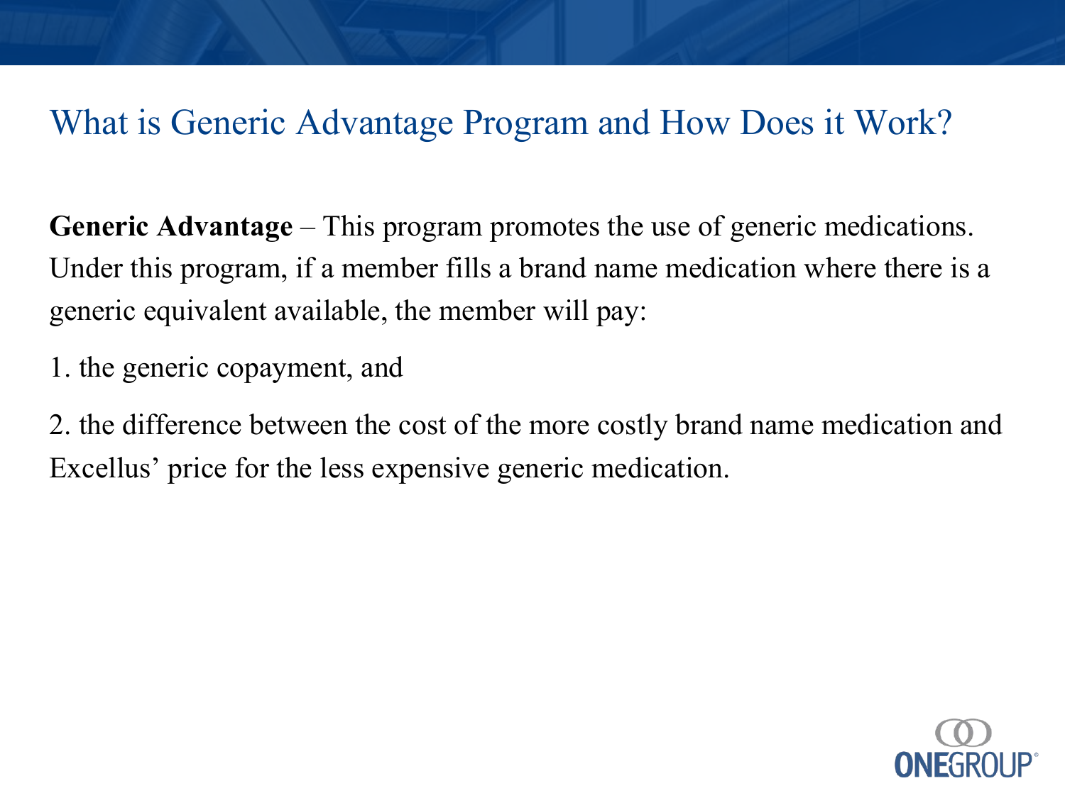# What is Generic Advantage Program and How Does it Work?

**Generic Advantage** – This program promotes the use of generic medications. Under this program, if a member fills a brand name medication where there is a generic equivalent available, the member will pay:

1. the generic copayment, and

2. the difference between the cost of the more costly brand name medication and Excellus' price for the less expensive generic medication.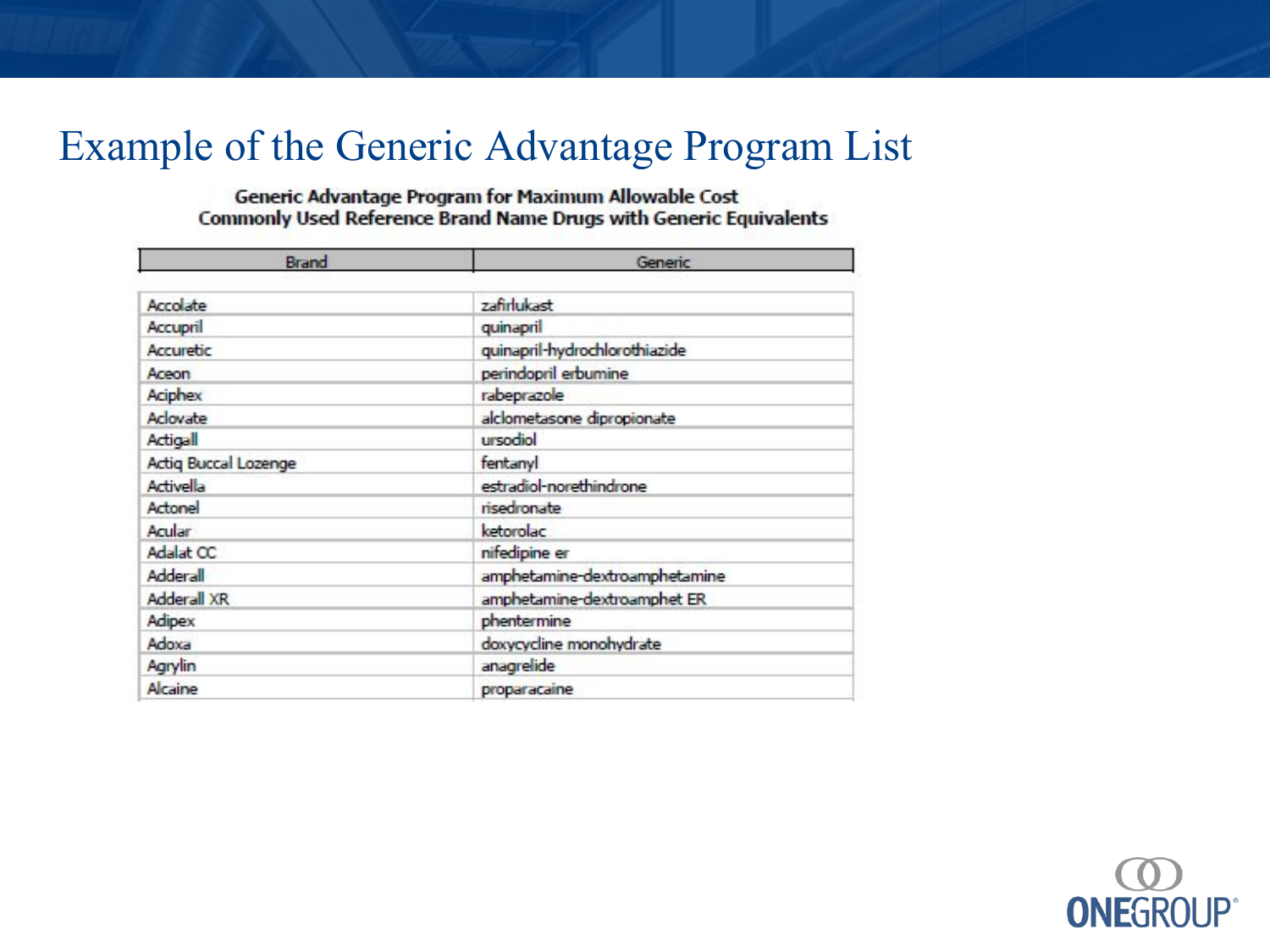# Example of the Generic Advantage Program List

**Generic Advantage Program for Maximum Allowable Cost**
**Commonly Used Reference Brand Name Drugs with Generic Equivalents**

| Brand | Generic |
|---|---|
| Accolate | zafirlukast |
| Accupril | quinapril |
| Accuretic | quinapril-hydrochlorothiazide |
| Aceon | perindopril erbumine |
| Aciphex | rabeprazole |
| Aclovate | alclometasone dipropionate |
| Actigall | ursodiol |
| Actiq Buccal Lozenge | fentanyl |
| Activella | estradiol-norethindrone |
| Actonel | risedronate |
| Acular | ketorolac |
| Adalat CC | nifedipine er |
| Adderall | amphetamine-dextroamphetamine |
| Adderall XR | amphetamine-dextroamphet ER |
| Adipex | phentermine |
| Adoxa | doxycycline monohydrate |
| Agrylin | anagrelide |
| Alcaine | proparacaine |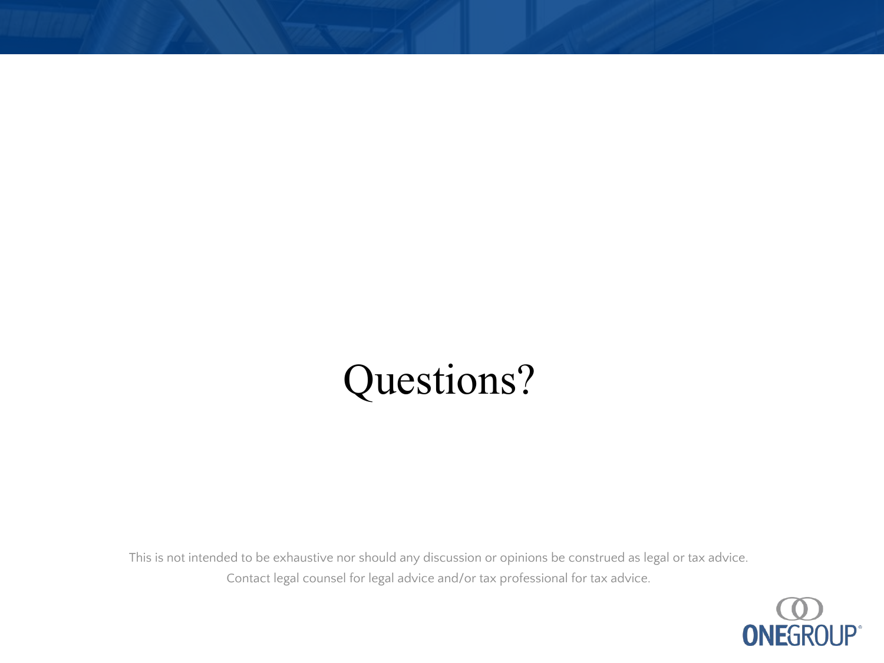# Questions?

This is not intended to be exhaustive nor should any discussion or opinions be construed as legal or tax advice. Contact legal counsel for legal advice and/or tax professional for tax advice.

ONEGROUP®